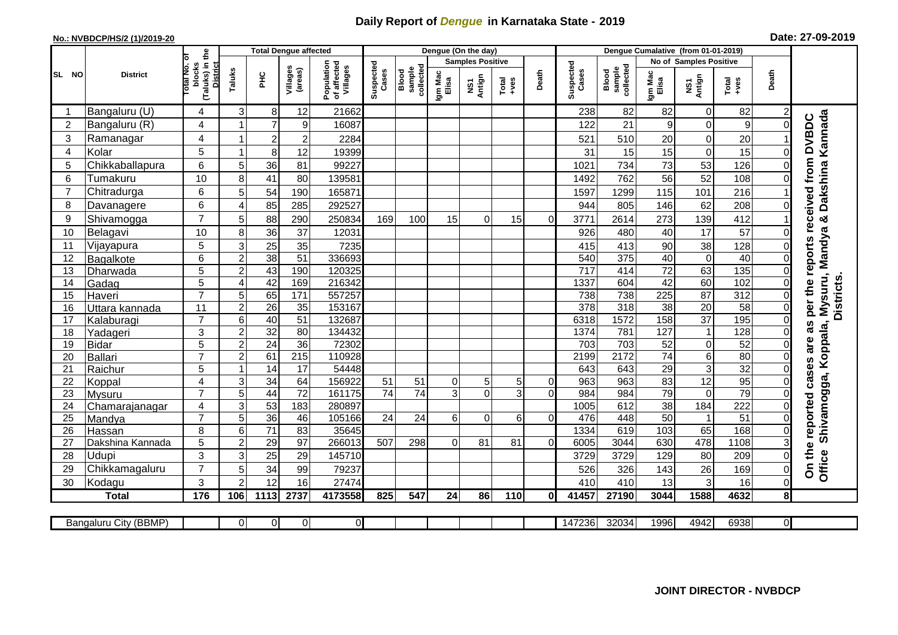# Daily Report of *Dengue* in Karnataka State - 2019

**No.: NVBDCP/HS/2 (1)/2019-20**

**Date: 27-09-2019**

| SL NO | District | Total No. of blocks (Taluks) in the District | Total Dengue affected | | | | Dengue (On the day) | | | | | | | Dengue Cumalative (from 01-01-2019) | | | | | | | |
|---|---|---|---|---|---|---|---|---|---|---|---|---|---|---|---|---|---|---|---|---|
| | | | Taluks | PHC | Villages (areas) | Population of affected Villages | Suspected Cases | Blood sample collected | Samples Positive | | | Death | Suspected Cases | Blood sample collected | No of Samples Positive | | | Death | |
| | | | | | | | | | Igm Mac Elisa | NS1 Antign | Total +ves | | | | Igm Mac Elisa | NS1 Antign | Total +ves | | |
| 1 | Bangaluru (U) | 4 | 3 | 8 | 12 | 21662 | | | | | | | 238 | 82 | 82 | 0 | 82 | 2 | On the reported cases are as per the reports received from DVBDC Office Shivamogga, Koppala, Mysuru, Mandya & Dakshina Kannada Districts. |
| 2 | Bangaluru (R) | 4 | 1 | 7 | 9 | 16087 | | | | | | | 122 | 21 | 9 | 0 | 9 | 0 | |
| 3 | Ramanagar | 4 | 1 | 2 | 2 | 2284 | | | | | | | 521 | 510 | 20 | 0 | 20 | 1 | |
| 4 | Kolar | 5 | 1 | 8 | 12 | 19399 | | | | | | | 31 | 15 | 15 | 0 | 15 | 0 | |
| 5 | Chikkaballapura | 6 | 5 | 36 | 81 | 99227 | | | | | | | 1021 | 734 | 73 | 53 | 126 | 0 | |
| 6 | Tumakuru | 10 | 8 | 41 | 80 | 139581 | | | | | | | 1492 | 762 | 56 | 52 | 108 | 0 | |
| 7 | Chitradurga | 6 | 5 | 54 | 190 | 165871 | | | | | | | 1597 | 1299 | 115 | 101 | 216 | 1 | |
| 8 | Davanagere | 6 | 4 | 85 | 285 | 292527 | | | | | | | 944 | 805 | 146 | 62 | 208 | 0 | |
| 9 | Shivamogga | 7 | 5 | 88 | 290 | 250834 | 169 | 100 | 15 | 0 | 15 | 0 | 3771 | 2614 | 273 | 139 | 412 | 1 | |
| 10 | Belagavi | 10 | 8 | 36 | 37 | 12031 | | | | | | | 926 | 480 | 40 | 17 | 57 | 0 | |
| 11 | Vijayapura | 5 | 3 | 25 | 35 | 7235 | | | | | | | 415 | 413 | 90 | 38 | 128 | 0 | |
| 12 | Bagalkote | 6 | 2 | 38 | 51 | 336693 | | | | | | | 540 | 375 | 40 | 0 | 40 | 0 | |
| 13 | Dharwada | 5 | 2 | 43 | 190 | 120325 | | | | | | | 717 | 414 | 72 | 63 | 135 | 0 | |
| 14 | Gadag | 5 | 4 | 42 | 169 | 216342 | | | | | | | 1337 | 604 | 42 | 60 | 102 | 0 | |
| 15 | Haveri | 7 | 5 | 65 | 171 | 557257 | | | | | | | 738 | 738 | 225 | 87 | 312 | 0 | |
| 16 | Uttara kannada | 11 | 2 | 26 | 35 | 153167 | | | | | | | 378 | 318 | 38 | 20 | 58 | 0 | |
| 17 | Kalaburagi | 7 | 6 | 40 | 51 | 132687 | | | | | | | 6318 | 1572 | 158 | 37 | 195 | 0 | |
| 18 | Yadageri | 3 | 2 | 32 | 80 | 134432 | | | | | | | 1374 | 781 | 127 | 1 | 128 | 0 | |
| 19 | Bidar | 5 | 2 | 24 | 36 | 72302 | | | | | | | 703 | 703 | 52 | 0 | 52 | 0 | |
| 20 | Ballari | 7 | 2 | 61 | 215 | 110928 | | | | | | | 2199 | 2172 | 74 | 6 | 80 | 0 | |
| 21 | Raichur | 5 | 1 | 14 | 17 | 54448 | | | | | | | 643 | 643 | 29 | 3 | 32 | 0 | |
| 22 | Koppal | 4 | 3 | 34 | 64 | 156922 | 51 | 51 | 0 | 5 | 5 | 0 | 963 | 963 | 83 | 12 | 95 | 0 | |
| 23 | Mysuru | 7 | 5 | 44 | 72 | 161175 | 74 | 74 | 3 | 0 | 3 | 0 | 984 | 984 | 79 | 0 | 79 | 0 | |
| 24 | Chamarajanagar | 4 | 3 | 53 | 183 | 280897 | | | | | | | 1005 | 612 | 38 | 184 | 222 | 0 | |
| 25 | Mandya | 7 | 5 | 36 | 46 | 105166 | 24 | 24 | 6 | 0 | 6 | 0 | 476 | 448 | 50 | 1 | 51 | 0 | |
| 26 | Hassan | 8 | 6 | 71 | 83 | 35645 | | | | | | | 1334 | 619 | 103 | 65 | 168 | 0 | |
| 27 | Dakshina Kannada | 5 | 2 | 29 | 97 | 266013 | 507 | 298 | 0 | 81 | 81 | 0 | 6005 | 3044 | 630 | 478 | 1108 | 3 | |
| 28 | Udupi | 3 | 3 | 25 | 29 | 145710 | | | | | | | 3729 | 3729 | 129 | 80 | 209 | 0 | |
| 29 | Chikkamagaluru | 7 | 5 | 34 | 99 | 79237 | | | | | | | 526 | 326 | 143 | 26 | 169 | 0 | |
| 30 | Kodagu | 3 | 2 | 12 | 16 | 27474 | | | | | | | 410 | 410 | 13 | 3 | 16 | 0 | |
| **Total** | | **176** | **106** | **1113** | **2737** | **4173558** | **825** | **547** | **24** | **86** | **110** | **0** | **41457** | **27190** | **3044** | **1588** | **4632** | **8** | |

| Bangaluru City (BBMP) | | 0 | 0 | 0 | 0 | | | | | | | 147236 | 32034 | 1996 | 4942 | 6938 | 0 |
|---|---|---|---|---|---|---|---|---|---|---|---|---|---|---|---|---|---|

**JOINT DIRECTOR - NVBDCP**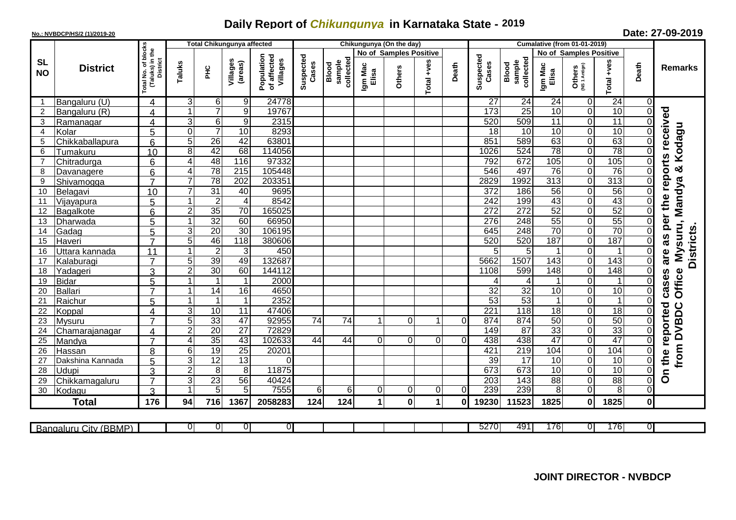# Daily Report of *Chikungunya* in Karnataka State - 2019

**No.: NVBDCP/HS/2 (1)/2019-20**

**Date: 27-09-2019**

| SL NO | District | Total No. of blocks (Taluks) in the District | Total Chikungunya affected | | | | Chikungunya (On the day) | | | | | | | Cumalative (from 01-01-2019) | | | | | | | Remarks |
|---|---|---|---|---|---|---|---|---|---|---|---|---|---|---|---|---|---|---|---|---|---|
| | | | Taluks | PHC | Villages (areas) | Population of affected Villages | Suspected Cases | Blood sample collected | No of Samples Positive | | | Death | Suspected Cases | Blood sample collected | No of Samples Positive | | | Death | |
| | | | | | | | | | Igm Mac Elisa | Others | Total +ves | | | | Igm Mac Elisa | Others (NS 1 Antign) | Total +ves | | |
| 1 | Bangaluru (U) | 4 | 3 | 6 | 9 | 24778 | | | | | | | 27 | 24 | 24 | 0 | 24 | 0 | On the reported cases are as per the reports received from DVBDC Office Mysuru, Mandya & Kodagu Districts. |
| 2 | Bangaluru (R) | 4 | 1 | 7 | 9 | 19767 | | | | | | | 173 | 25 | 10 | 0 | 10 | 0 | |
| 3 | Ramanagar | 4 | 3 | 6 | 9 | 2315 | | | | | | | 520 | 509 | 11 | 0 | 11 | 0 | |
| 4 | Kolar | 5 | 0 | 7 | 10 | 8293 | | | | | | | 18 | 10 | 10 | 0 | 10 | 0 | |
| 5 | Chikkaballapura | 6 | 5 | 26 | 42 | 63801 | | | | | | | 851 | 589 | 63 | 0 | 63 | 0 | |
| 6 | Tumakuru | 10 | 8 | 42 | 68 | 114056 | | | | | | | 1026 | 524 | 78 | 0 | 78 | 0 | |
| 7 | Chitradurga | 6 | 4 | 48 | 116 | 97332 | | | | | | | 792 | 672 | 105 | 0 | 105 | 0 | |
| 8 | Davanagere | 6 | 4 | 78 | 215 | 105448 | | | | | | | 546 | 497 | 76 | 0 | 76 | 0 | |
| 9 | Shivamogga | 7 | 7 | 78 | 202 | 203351 | | | | | | | 2829 | 1992 | 313 | 0 | 313 | 0 | |
| 10 | Belagavi | 10 | 7 | 31 | 40 | 9695 | | | | | | | 372 | 186 | 56 | 0 | 56 | 0 | |
| 11 | Vijayapura | 5 | 1 | 2 | 4 | 8542 | | | | | | | 242 | 199 | 43 | 0 | 43 | 0 | |
| 12 | Bagalkote | 6 | 2 | 35 | 70 | 165025 | | | | | | | 272 | 272 | 52 | 0 | 52 | 0 | |
| 13 | Dharwada | 5 | 1 | 32 | 60 | 66950 | | | | | | | 276 | 248 | 55 | 0 | 55 | 0 | |
| 14 | Gadag | 5 | 3 | 20 | 30 | 106195 | | | | | | | 645 | 248 | 70 | 0 | 70 | 0 | |
| 15 | Haveri | 7 | 5 | 46 | 118 | 380606 | | | | | | | 520 | 520 | 187 | 0 | 187 | 0 | |
| 16 | Uttara kannada | 11 | 1 | 2 | 3 | 450 | | | | | | | 5 | 5 | 1 | 0 | 1 | 0 | |
| 17 | Kalaburagi | 7 | 5 | 39 | 49 | 132687 | | | | | | | 5662 | 1507 | 143 | 0 | 143 | 0 | |
| 18 | Yadageri | 3 | 2 | 30 | 60 | 144112 | | | | | | | 1108 | 599 | 148 | 0 | 148 | 0 | |
| 19 | Bidar | 5 | 1 | 1 | 1 | 2000 | | | | | | | 4 | 4 | 1 | 0 | 1 | 0 | |
| 20 | Ballari | 7 | 1 | 14 | 16 | 4650 | | | | | | | 32 | 32 | 10 | 0 | 10 | 0 | |
| 21 | Raichur | 5 | 1 | 1 | 1 | 2352 | | | | | | | 53 | 53 | 1 | 0 | 1 | 0 | |
| 22 | Koppal | 4 | 3 | 10 | 11 | 47406 | | | | | | | 221 | 118 | 18 | 0 | 18 | 0 | |
| 23 | Mysuru | 7 | 5 | 33 | 47 | 92955 | 74 | 74 | 1 | 0 | 1 | 0 | 874 | 874 | 50 | 0 | 50 | 0 | |
| 24 | Chamarajanagar | 4 | 2 | 20 | 27 | 72829 | | | | | | | 149 | 87 | 33 | 0 | 33 | 0 | |
| 25 | Mandya | 7 | 4 | 35 | 43 | 102633 | 44 | 44 | 0 | 0 | 0 | 0 | 438 | 438 | 47 | 0 | 47 | 0 | |
| 26 | Hassan | 8 | 6 | 19 | 25 | 20201 | | | | | | | 421 | 219 | 104 | 0 | 104 | 0 | |
| 27 | Dakshina Kannada | 5 | 3 | 12 | 13 | 0 | | | | | | | 39 | 17 | 10 | 0 | 10 | 0 | |
| 28 | Udupi | 3 | 2 | 8 | 8 | 11875 | | | | | | | 673 | 673 | 10 | 0 | 10 | 0 | |
| 29 | Chikkamagaluru | 7 | 3 | 23 | 56 | 40424 | | | | | | | 203 | 143 | 88 | 0 | 88 | 0 | |
| 30 | Kodagu | 3 | 1 | 5 | 5 | 7555 | 6 | 6 | 0 | 0 | 0 | 0 | 239 | 239 | 8 | 0 | 8 | 0 | |
| **Total** | | **176** | **94** | **716** | **1367** | **2058283** | **124** | **124** | **1** | **0** | **1** | **0** | **19230** | **11523** | **1825** | **0** | **1825** | **0** | |

| | | | | | | | | | | | | | | | | | | |
|---|---|---|---|---|---|---|---|---|---|---|---|---|---|---|---|---|---|---|
| Bangaluru City (BBMP) | | 0 | 0 | 0 | 0 | | | | | | | 5270 | 491 | 176 | 0 | 176 | 0 | |

**JOINT DIRECTOR - NVBDCP**